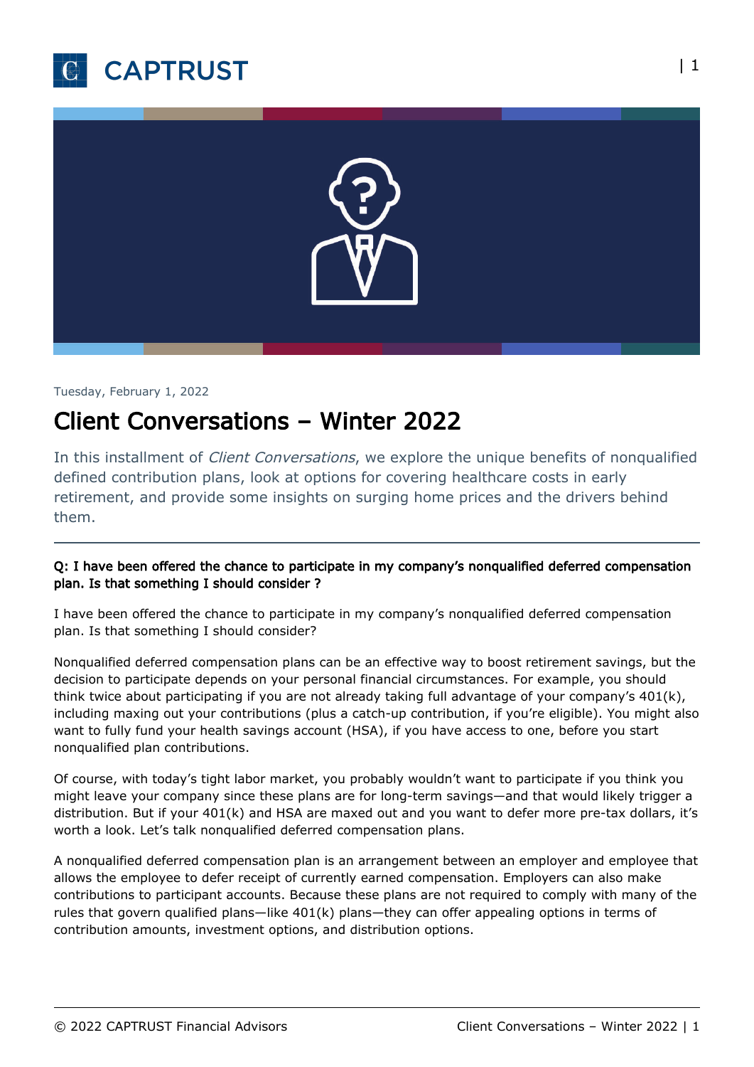Tuesday, February 1, 2022

# Client Conversations – Winter 2022

In this installment of *Client Conversations*, we explore the unique benefits of nonqualified defined contribution plans, look at options for covering healthcare costs in early retirement, and provide some insights on surging home prices and the drivers behind them.

---

**Q: I have been offered the chance to participate in my company's nonqualified deferred compensation plan. Is that something I should consider ?**

I have been offered the chance to participate in my company's nonqualified deferred compensation plan. Is that something I should consider?

Nonqualified deferred compensation plans can be an effective way to boost retirement savings, but the decision to participate depends on your personal financial circumstances. For example, you should think twice about participating if you are not already taking full advantage of your company's 401(k), including maxing out your contributions (plus a catch-up contribution, if you're eligible). You might also want to fully fund your health savings account (HSA), if you have access to one, before you start nonqualified plan contributions.

Of course, with today's tight labor market, you probably wouldn't want to participate if you think you might leave your company since these plans are for long-term savings—and that would likely trigger a distribution. But if your 401(k) and HSA are maxed out and you want to defer more pre-tax dollars, it's worth a look. Let's talk nonqualified deferred compensation plans.

A nonqualified deferred compensation plan is an arrangement between an employer and employee that allows the employee to defer receipt of currently earned compensation. Employers can also make contributions to participant accounts. Because these plans are not required to comply with many of the rules that govern qualified plans—like 401(k) plans—they can offer appealing options in terms of contribution amounts, investment options, and distribution options.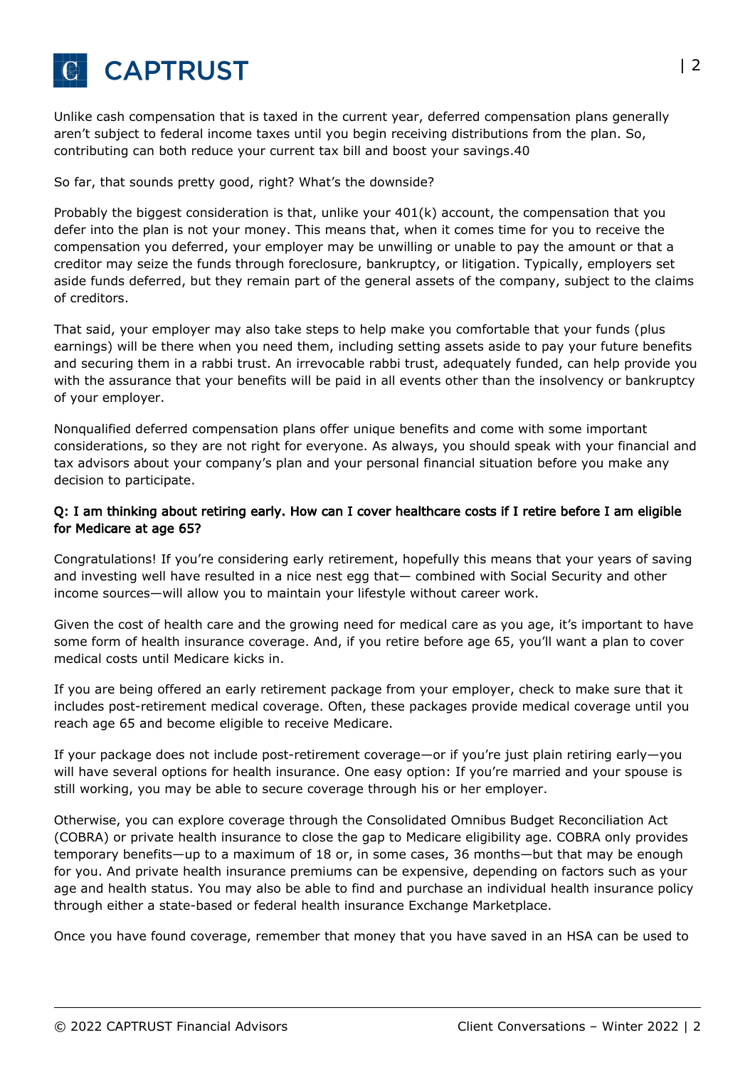Unlike cash compensation that is taxed in the current year, deferred compensation plans generally aren't subject to federal income taxes until you begin receiving distributions from the plan. So, contributing can both reduce your current tax bill and boost your savings.40

So far, that sounds pretty good, right? What's the downside?

Probably the biggest consideration is that, unlike your 401(k) account, the compensation that you defer into the plan is not your money. This means that, when it comes time for you to receive the compensation you deferred, your employer may be unwilling or unable to pay the amount or that a creditor may seize the funds through foreclosure, bankruptcy, or litigation. Typically, employers set aside funds deferred, but they remain part of the general assets of the company, subject to the claims of creditors.

That said, your employer may also take steps to help make you comfortable that your funds (plus earnings) will be there when you need them, including setting assets aside to pay your future benefits and securing them in a rabbi trust. An irrevocable rabbi trust, adequately funded, can help provide you with the assurance that your benefits will be paid in all events other than the insolvency or bankruptcy of your employer.

Nonqualified deferred compensation plans offer unique benefits and come with some important considerations, so they are not right for everyone. As always, you should speak with your financial and tax advisors about your company's plan and your personal financial situation before you make any decision to participate.

### Q: I am thinking about retiring early. How can I cover healthcare costs if I retire before I am eligible for Medicare at age 65?

Congratulations! If you're considering early retirement, hopefully this means that your years of saving and investing well have resulted in a nice nest egg that— combined with Social Security and other income sources—will allow you to maintain your lifestyle without career work.

Given the cost of health care and the growing need for medical care as you age, it's important to have some form of health insurance coverage. And, if you retire before age 65, you'll want a plan to cover medical costs until Medicare kicks in.

If you are being offered an early retirement package from your employer, check to make sure that it includes post-retirement medical coverage. Often, these packages provide medical coverage until you reach age 65 and become eligible to receive Medicare.

If your package does not include post-retirement coverage—or if you're just plain retiring early—you will have several options for health insurance. One easy option: If you're married and your spouse is still working, you may be able to secure coverage through his or her employer.

Otherwise, you can explore coverage through the Consolidated Omnibus Budget Reconciliation Act (COBRA) or private health insurance to close the gap to Medicare eligibility age. COBRA only provides temporary benefits—up to a maximum of 18 or, in some cases, 36 months—but that may be enough for you. And private health insurance premiums can be expensive, depending on factors such as your age and health status. You may also be able to find and purchase an individual health insurance policy through either a state-based or federal health insurance Exchange Marketplace.

Once you have found coverage, remember that money that you have saved in an HSA can be used to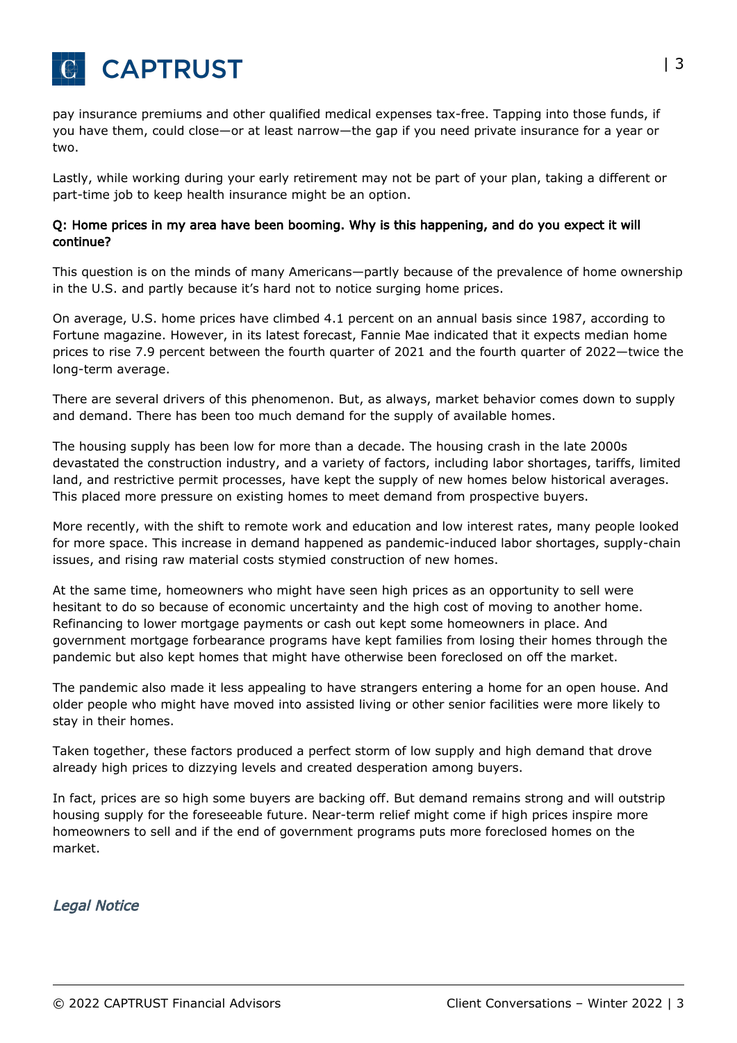pay insurance premiums and other qualified medical expenses tax-free. Tapping into those funds, if you have them, could close—or at least narrow—the gap if you need private insurance for a year or two.

Lastly, while working during your early retirement may not be part of your plan, taking a different or part-time job to keep health insurance might be an option.

**Q: Home prices in my area have been booming. Why is this happening, and do you expect it will continue?**

This question is on the minds of many Americans—partly because of the prevalence of home ownership in the U.S. and partly because it's hard not to notice surging home prices.

On average, U.S. home prices have climbed 4.1 percent on an annual basis since 1987, according to Fortune magazine. However, in its latest forecast, Fannie Mae indicated that it expects median home prices to rise 7.9 percent between the fourth quarter of 2021 and the fourth quarter of 2022—twice the long-term average.

There are several drivers of this phenomenon. But, as always, market behavior comes down to supply and demand. There has been too much demand for the supply of available homes.

The housing supply has been low for more than a decade. The housing crash in the late 2000s devastated the construction industry, and a variety of factors, including labor shortages, tariffs, limited land, and restrictive permit processes, have kept the supply of new homes below historical averages. This placed more pressure on existing homes to meet demand from prospective buyers.

More recently, with the shift to remote work and education and low interest rates, many people looked for more space. This increase in demand happened as pandemic-induced labor shortages, supply-chain issues, and rising raw material costs stymied construction of new homes.

At the same time, homeowners who might have seen high prices as an opportunity to sell were hesitant to do so because of economic uncertainty and the high cost of moving to another home. Refinancing to lower mortgage payments or cash out kept some homeowners in place. And government mortgage forbearance programs have kept families from losing their homes through the pandemic but also kept homes that might have otherwise been foreclosed on off the market.

The pandemic also made it less appealing to have strangers entering a home for an open house. And older people who might have moved into assisted living or other senior facilities were more likely to stay in their homes.

Taken together, these factors produced a perfect storm of low supply and high demand that drove already high prices to dizzying levels and created desperation among buyers.

In fact, prices are so high some buyers are backing off. But demand remains strong and will outstrip housing supply for the foreseeable future. Near-term relief might come if high prices inspire more homeowners to sell and if the end of government programs puts more foreclosed homes on the market.

*Legal Notice*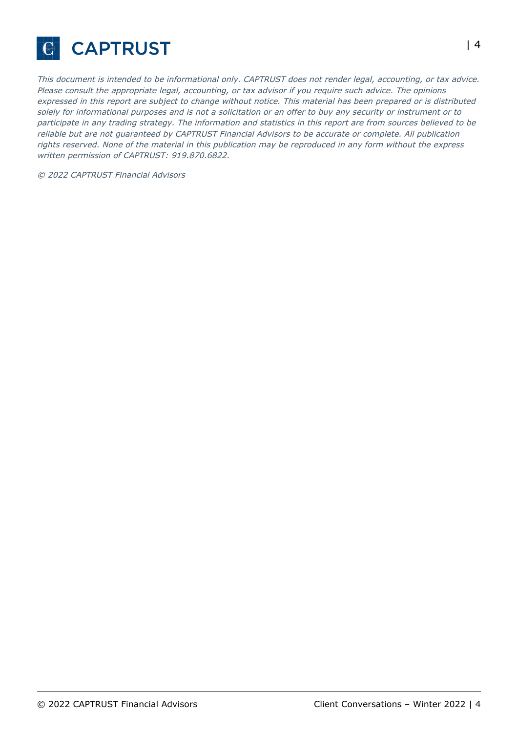*This document is intended to be informational only. CAPTRUST does not render legal, accounting, or tax advice. Please consult the appropriate legal, accounting, or tax advisor if you require such advice. The opinions expressed in this report are subject to change without notice. This material has been prepared or is distributed solely for informational purposes and is not a solicitation or an offer to buy any security or instrument or to participate in any trading strategy. The information and statistics in this report are from sources believed to be reliable but are not guaranteed by CAPTRUST Financial Advisors to be accurate or complete. All publication rights reserved. None of the material in this publication may be reproduced in any form without the express written permission of CAPTRUST: 919.870.6822.*

*© 2022 CAPTRUST Financial Advisors*